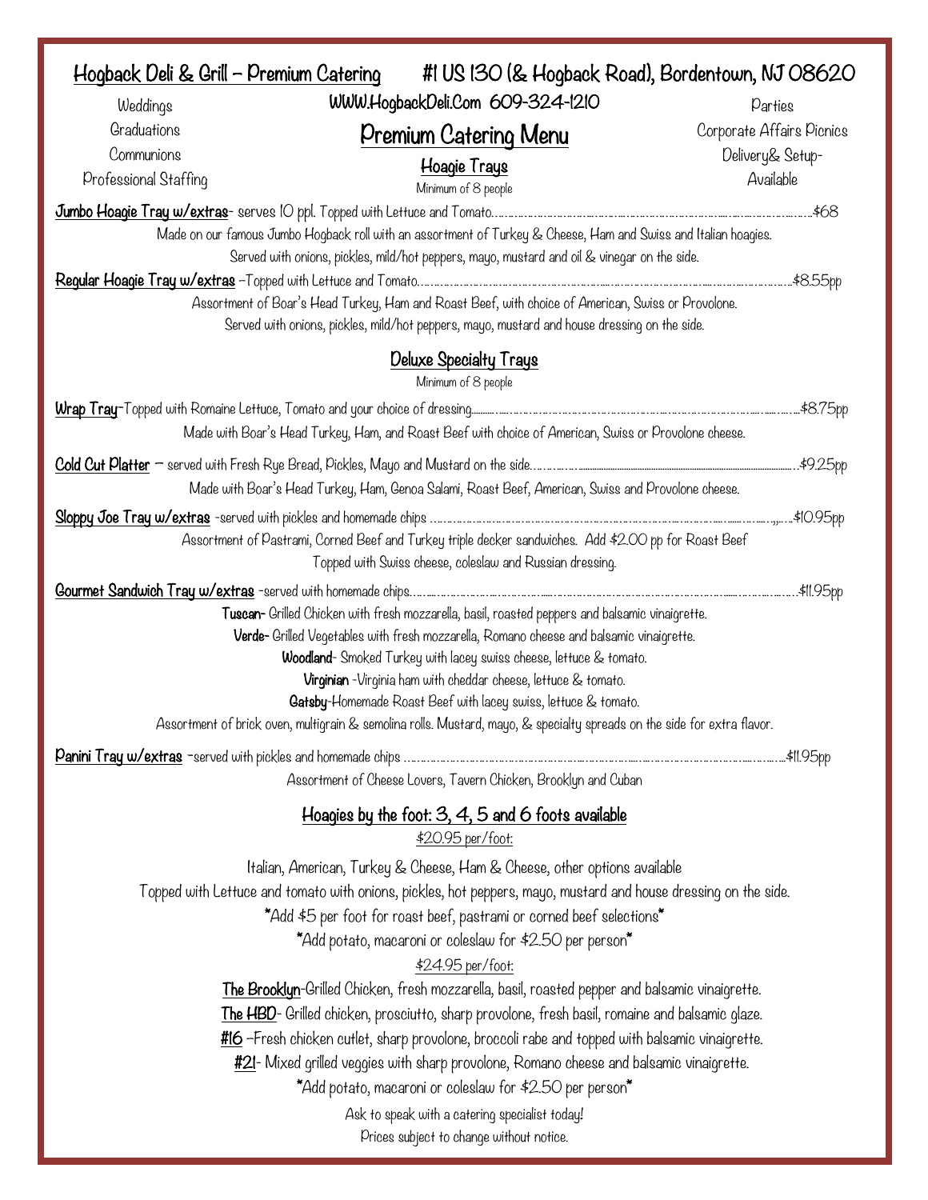# Hogback Deli & Grill – Premium Catering

#1 US 130 (& Hogback Road), Bordentown, NJ 08620

WWW.HogbackDeli.Com 609-324-1210

Weddings
Graduations
Communions
Professional Staffing

Parties
Corporate Affairs Picnics
Delivery& Setup-Available

## Premium Catering Menu

### Hoagie Trays

Minimum of 8 people

**Jumbo Hoagie Tray w/extras**- serves 10 ppl. Topped with Lettuce and Tomato……………………………………………$68

Made on our famous Jumbo Hogback roll with an assortment of Turkey & Cheese, Ham and Swiss and Italian hoagies. Served with onions, pickles, mild/hot peppers, mayo, mustard and oil & vinegar on the side.

**Regular Hoagie Tray w/extras** –Topped with Lettuce and Tomato……………………………………………$8.55pp

Assortment of Boar's Head Turkey, Ham and Roast Beef, with choice of American, Swiss or Provolone. Served with onions, pickles, mild/hot peppers, mayo, mustard and house dressing on the side.

### Deluxe Specialty Trays

Minimum of 8 people

**Wrap Tray**-Topped with Romaine Lettuce, Tomato and your choice of dressing……………………………………………$8.75pp

Made with Boar's Head Turkey, Ham, and Roast Beef with choice of American, Swiss or Provolone cheese.

**Cold Cut Platter** – served with Fresh Rye Bread, Pickles, Mayo and Mustard on the side……………………………………………$9.25pp

Made with Boar's Head Turkey, Ham, Genoa Salami, Roast Beef, American, Swiss and Provolone cheese.

**Sloppy Joe Tray w/extras** -served with pickles and homemade chips ……………………………………………$10.95pp

Assortment of Pastrami, Corned Beef and Turkey triple decker sandwiches. Add $2.00 pp for Roast Beef
Topped with Swiss cheese, coleslaw and Russian dressing.

**Gourmet Sandwich Tray w/extras** -served with homemade chips……………………………………………$11.95pp

**Tuscan-** Grilled Chicken with fresh mozzarella, basil, roasted peppers and balsamic vinaigrette.
**Verde-** Grilled Vegetables with fresh mozzarella, Romano cheese and balsamic vinaigrette.
**Woodland**- Smoked Turkey with lacey swiss cheese, lettuce & tomato.
**Virginian** -Virginia ham with cheddar cheese, lettuce & tomato.
**Gatsby**-Homemade Roast Beef with lacey swiss, lettuce & tomato.

Assortment of brick oven, multigrain & semolina rolls. Mustard, mayo, & specialty spreads on the side for extra flavor.

**Panini Tray w/extras** -served with pickles and homemade chips ……………………………………………$11.95pp

Assortment of Cheese Lovers, Tavern Chicken, Brooklyn and Cuban

### Hoagies by the foot: 3, 4, 5 and 6 foots available

$20.95 per/foot:

Italian, American, Turkey & Cheese, Ham & Cheese, other options available
Topped with Lettuce and tomato with onions, pickles, hot peppers, mayo, mustard and house dressing on the side.
*Add $5 per foot for roast beef, pastrami or corned beef selections*
*Add potato, macaroni or coleslaw for $2.50 per person*

$24.95 per/foot:

**The Brooklyn**-Grilled Chicken, fresh mozzarella, basil, roasted pepper and balsamic vinaigrette.
**The HBD**- Grilled chicken, prosciutto, sharp provolone, fresh basil, romaine and balsamic glaze.
**#16** –Fresh chicken cutlet, sharp provolone, broccoli rabe and topped with balsamic vinaigrette.
**#21**- Mixed grilled veggies with sharp provolone, Romano cheese and balsamic vinaigrette.
*Add potato, macaroni or coleslaw for $2.50 per person*

Ask to speak with a catering specialist today!
Prices subject to change without notice.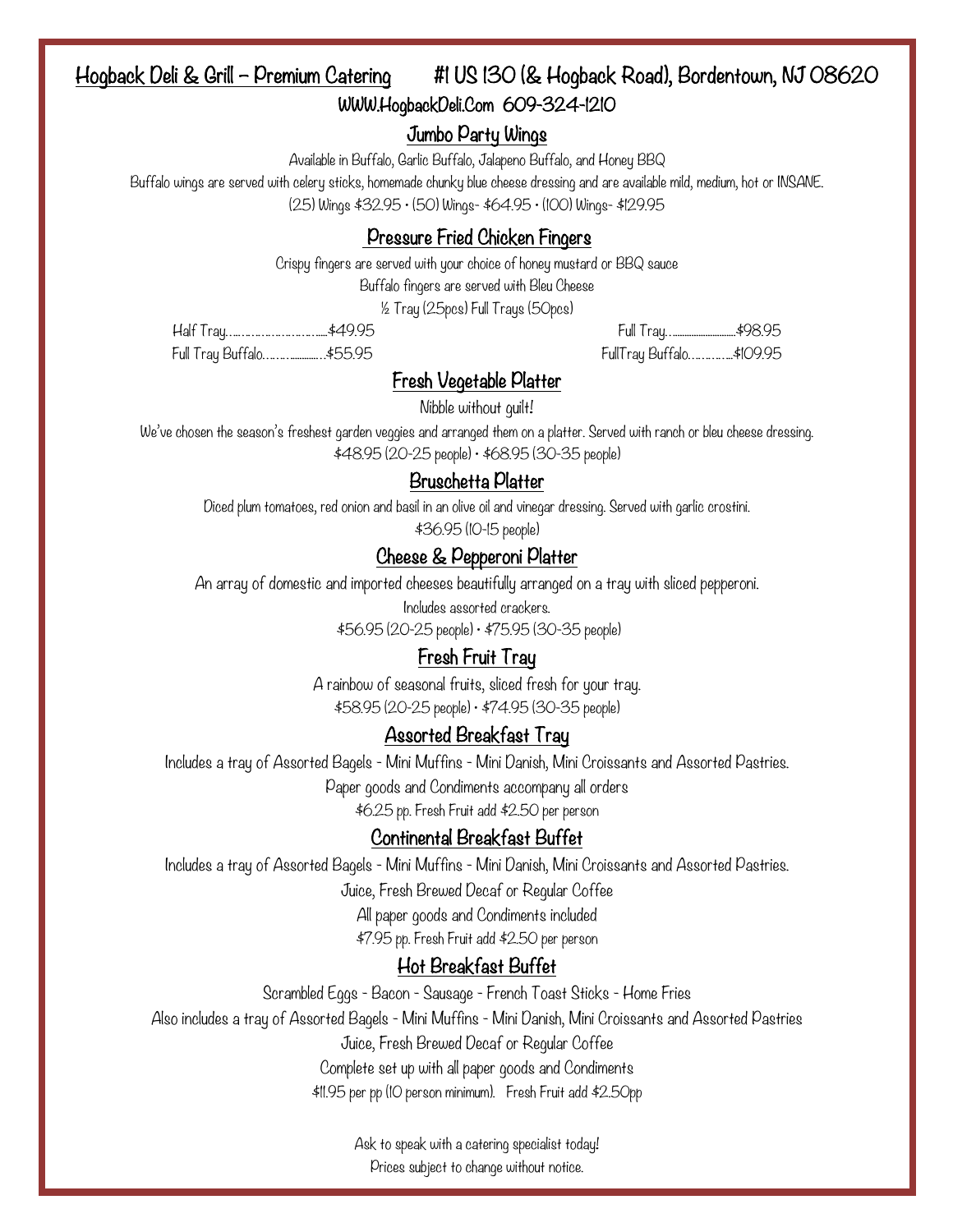# Hogback Deli & Grill – Premium Catering #1 US 130 (& Hogback Road), Bordentown, NJ 08620

WWW.HogbackDeli.Com 609-324-1210

## Jumbo Party Wings

Available in Buffalo, Garlic Buffalo, Jalapeno Buffalo, and Honey BBQ

Buffalo wings are served with celery sticks, homemade chunky blue cheese dressing and are available mild, medium, hot or INSANE.

(25) Wings $32.95 • (50) Wings- $64.95 • (100) Wings- $129.95

## Pressure Fried Chicken Fingers

Crispy fingers are served with your choice of honey mustard or BBQ sauce

Buffalo fingers are served with Bleu Cheese

½ Tray (25pcs) Full Trays (50pcs)

Half Tray…………………………$49.95

Full Tray Buffalo………………$55.95

Full Tray……………………$98.95

FullTray Buffalo…………$109.95

## Fresh Vegetable Platter

Nibble without guilt!

We've chosen the season's freshest garden veggies and arranged them on a platter. Served with ranch or bleu cheese dressing.

$48.95 (20-25 people) • $68.95 (30-35 people)

## Bruschetta Platter

Diced plum tomatoes, red onion and basil in an olive oil and vinegar dressing. Served with garlic crostini.

$36.95 (10-15 people)

## Cheese & Pepperoni Platter

An array of domestic and imported cheeses beautifully arranged on a tray with sliced pepperoni.

Includes assorted crackers.

$56.95 (20-25 people) • $75.95 (30-35 people)

## Fresh Fruit Tray

A rainbow of seasonal fruits, sliced fresh for your tray.

$58.95 (20-25 people) • $74.95 (30-35 people)

## Assorted Breakfast Tray

Includes a tray of Assorted Bagels - Mini Muffins - Mini Danish, Mini Croissants and Assorted Pastries.

Paper goods and Condiments accompany all orders

$6.25 pp. Fresh Fruit add $2.50 per person

## Continental Breakfast Buffet

Includes a tray of Assorted Bagels - Mini Muffins - Mini Danish, Mini Croissants and Assorted Pastries.

Juice, Fresh Brewed Decaf or Regular Coffee

All paper goods and Condiments included

$7.95 pp. Fresh Fruit add $2.50 per person

## Hot Breakfast Buffet

Scrambled Eggs - Bacon - Sausage - French Toast Sticks - Home Fries

Also includes a tray of Assorted Bagels - Mini Muffins - Mini Danish, Mini Croissants and Assorted Pastries

Juice, Fresh Brewed Decaf or Regular Coffee

Complete set up with all paper goods and Condiments

$11.95 per pp (10 person minimum). Fresh Fruit add $2.50pp

Ask to speak with a catering specialist today!

Prices subject to change without notice.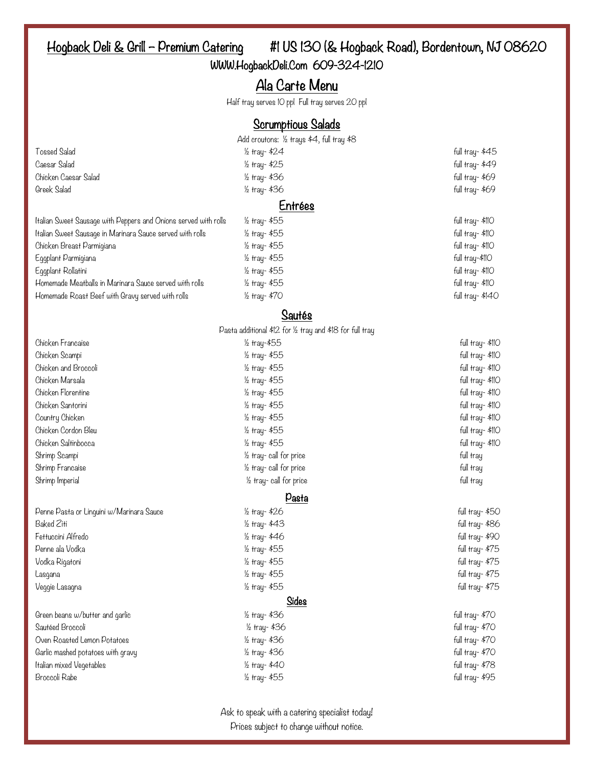# Hogback Deli & Grill – Premium Catering    #1 US 130 (& Hogback Road), Bordentown, NJ 08620

WWW.HogbackDeli.Com 609-324-1210

## Ala Carte Menu

Half tray serves 10 ppl Full tray serves 20 ppl

### Scrumptious Salads

Add croutons: ½ trays $4, full tray $8

| Item | ½ tray | full tray |
|---|---|---|
| Tossed Salad | ½ tray- $24 | full tray- $45 |
| Caesar Salad | ½ tray- $25 | full tray- $49 |
| Chicken Caesar Salad | ½ tray- $36 | full tray- $69 |
| Greek Salad | ½ tray- $36 | full tray- $69 |

### Entrées

| Item | ½ tray | full tray |
|---|---|---|
| Italian Sweet Sausage with Peppers and Onions served with rolls | ½ tray- $55 | full tray- $110 |
| Italian Sweet Sausage in Marinara Sauce served with rolls | ½ tray- $55 | full tray- $110 |
| Chicken Breast Parmigiana | ½ tray- $55 | full tray- $110 |
| Eggplant Parmigiana | ½ tray- $55 | full tray-$110 |
| Eggplant Rollatini | ½ tray- $55 | full tray- $110 |
| Homemade Meatballs in Marinara Sauce served with rolls | ½ tray- $55 | full tray- $110 |
| Homemade Roast Beef with Gravy served with rolls | ½ tray- $70 | full tray- $140 |

### Sautés

Pasta additional $12 for ½ tray and $18 for full tray

| Item | ½ tray | full tray |
|---|---|---|
| Chicken Francaise | ½ tray-$55 | full tray- $110 |
| Chicken Scampi | ½ tray- $55 | full tray- $110 |
| Chicken and Broccoli | ½ tray- $55 | full tray- $110 |
| Chicken Marsala | ½ tray- $55 | full tray- $110 |
| Chicken Florentine | ½ tray- $55 | full tray- $110 |
| Chicken Santorini | ½ tray- $55 | full tray- $110 |
| Country Chicken | ½ tray- $55 | full tray- $110 |
| Chicken Cordon Bleu | ½ tray- $55 | full tray- $110 |
| Chicken Saltinbocca | ½ tray- $55 | full tray- $110 |
| Shrimp Scampi | ½ tray- call for price | full tray |
| Shrimp Francaise | ½ tray- call for price | full tray |
| Shrimp Imperial | ½ tray- call for price | full tray |

### Pasta

| Item | ½ tray | full tray |
|---|---|---|
| Penne Pasta or Linguini w/Marinara Sauce | ½ tray- $26 | full tray- $50 |
| Baked Ziti | ½ tray- $43 | full tray- $86 |
| Fettuccini Alfredo | ½ tray- $46 | full tray- $90 |
| Penne ala Vodka | ½ tray- $55 | full tray- $75 |
| Vodka Rigatoni | ½ tray- $55 | full tray- $75 |
| Lasgana | ½ tray- $55 | full tray- $75 |
| Veggie Lasagna | ½ tray- $55 | full tray- $75 |

### Sides

| Item | ½ tray | full tray |
|---|---|---|
| Green beans w/butter and garlic | ½ tray- $36 | full tray- $70 |
| Sautéed Broccoli | ½ tray- $36 | full tray- $70 |
| Oven Roasted Lemon Potatoes | ½ tray- $36 | full tray- $70 |
| Garlic mashed potatoes with gravy | ½ tray- $36 | full tray- $70 |
| Italian mixed Vegetables | ½ tray- $40 | full tray- $78 |
| Broccoli Rabe | ½ tray- $55 | full tray- $95 |

Ask to speak with a catering specialist today!

Prices subject to change without notice.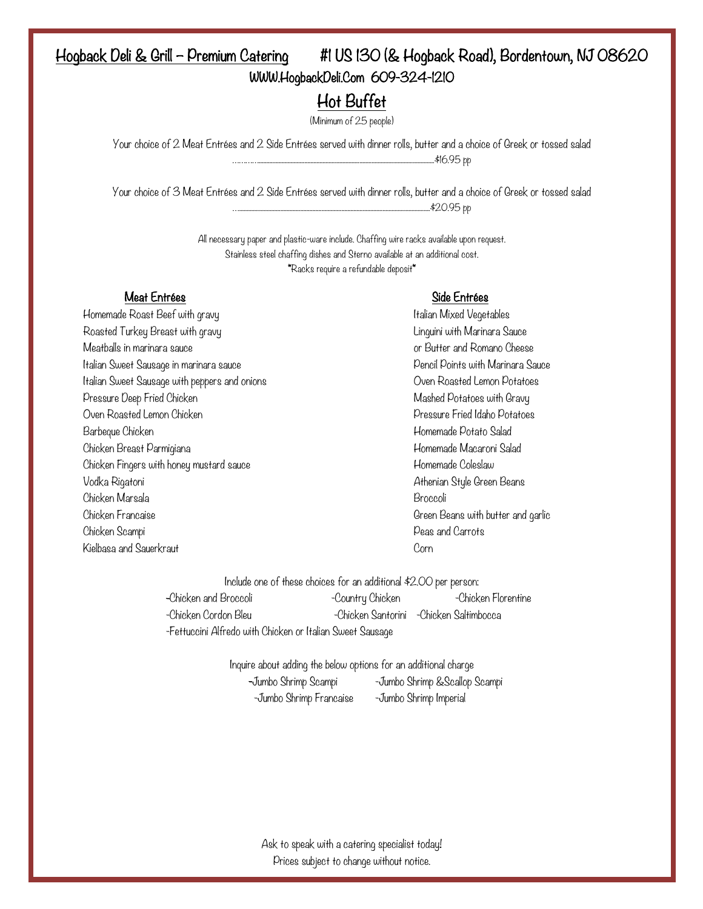**Hogback Deli & Grill – Premium Catering** #1 US 130 (& Hogback Road), Bordentown, NJ 08620

WWW.HogbackDeli.Com 609-324-1210

# Hot Buffet

(Minimum of 25 people)

Your choice of 2 Meat Entrées and 2 Side Entrées served with dinner rolls, butter and a choice of Greek or tossed salad ……….......................................................................................$16.95 pp

Your choice of 3 Meat Entrées and 2 Side Entrées served with dinner rolls, butter and a choice of Greek or tossed salad ….......................................................................................$20.95 pp

All necessary paper and plastic-ware include. Chaffing wire racks available upon request.
Stainless steel chaffing dishes and Sterno available at an additional cost.
*Racks require a refundable deposit*

## Meat Entrées

Homemade Roast Beef with gravy
Roasted Turkey Breast with gravy
Meatballs in marinara sauce
Italian Sweet Sausage in marinara sauce
Italian Sweet Sausage with peppers and onions
Pressure Deep Fried Chicken
Oven Roasted Lemon Chicken
Barbeque Chicken
Chicken Breast Parmigiana
Chicken Fingers with honey mustard sauce
Vodka Rigatoni
Chicken Marsala
Chicken Francaise
Chicken Scampi
Kielbasa and Sauerkraut

## Side Entrées

Italian Mixed Vegetables
Linguini with Marinara Sauce
or Butter and Romano Cheese
Pencil Points with Marinara Sauce
Oven Roasted Lemon Potatoes
Mashed Potatoes with Gravy
Pressure Fried Idaho Potatoes
Homemade Potato Salad
Homemade Macaroni Salad
Homemade Coleslaw
Athenian Style Green Beans
Broccoli
Green Beans with butter and garlic
Peas and Carrots
Corn

Include one of these choices for an additional $2.00 per person:

-Chicken and Broccoli -Country Chicken -Chicken Florentine
-Chicken Cordon Bleu -Chicken Santorini -Chicken Saltimbocca
-Fettuccini Alfredo with Chicken or Italian Sweet Sausage

Inquire about adding the below options for an additional charge

-Jumbo Shrimp Scampi -Jumbo Shrimp &Scallop Scampi
-Jumbo Shrimp Francaise -Jumbo Shrimp Imperial

Ask to speak with a catering specialist today!
Prices subject to change without notice.